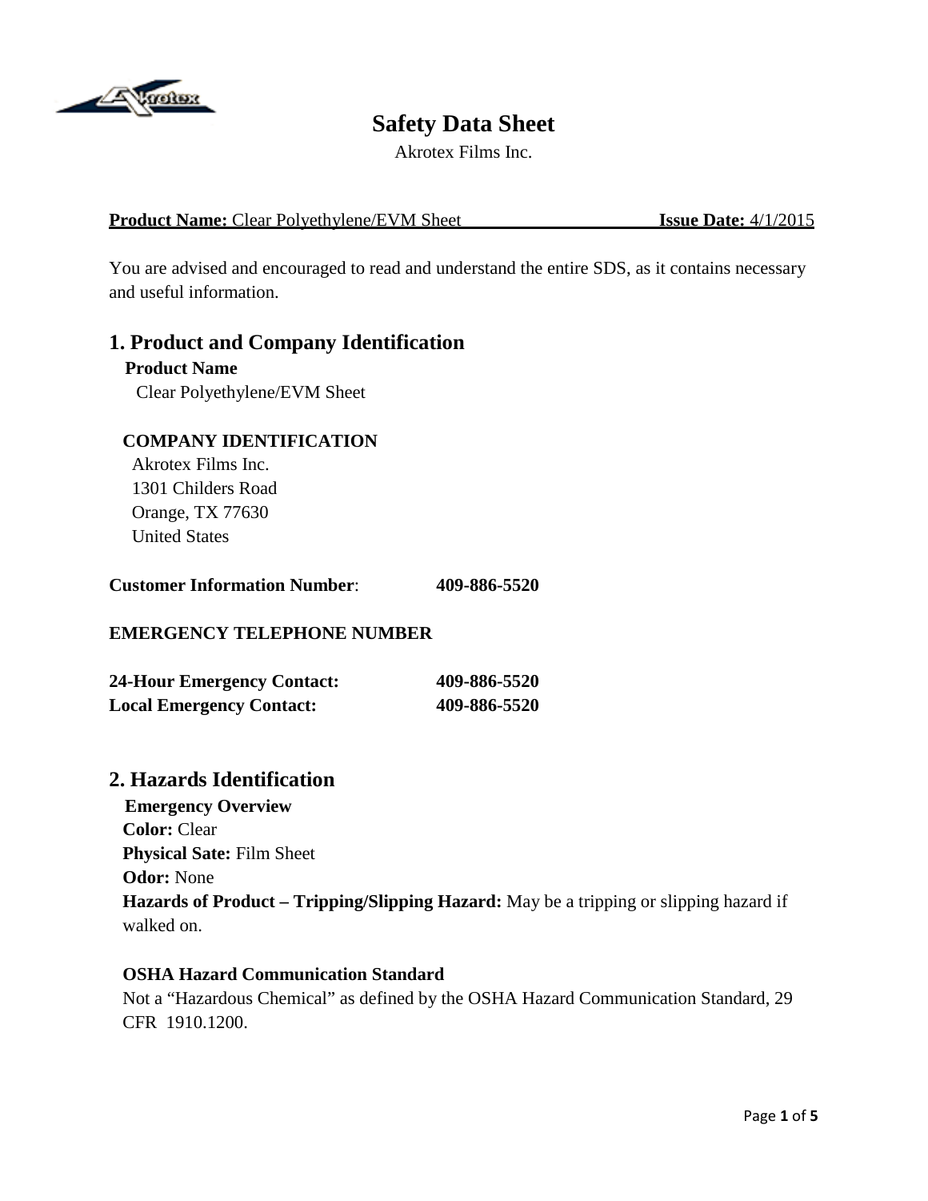# Safety Data Sheet

Akrotex Films Inc.

**Product Name:** Clear Polyethylene/EVM Sheet **Issue Date:** 4/1/2015

You are advised and encouraged to read and understand the entire SDS, as it contains necessary and useful information.

## 1. Product and Company Identification

**Product Name**

Clear Polyethylene/EVM Sheet

**COMPANY IDENTIFICATION**

Akrotex Films Inc.
1301 Childers Road
Orange, TX 77630
United States

**Customer Information Number**: **409-886-5520**

**EMERGENCY TELEPHONE NUMBER**

**24-Hour Emergency Contact:** **409-886-5520**
**Local Emergency Contact:** **409-886-5520**

## 2. Hazards Identification

**Emergency Overview**

**Color:** Clear
**Physical Sate:** Film Sheet
**Odor:** None
**Hazards of Product – Tripping/Slipping Hazard:** May be a tripping or slipping hazard if walked on.

**OSHA Hazard Communication Standard**

Not a "Hazardous Chemical" as defined by the OSHA Hazard Communication Standard, 29 CFR 1910.1200.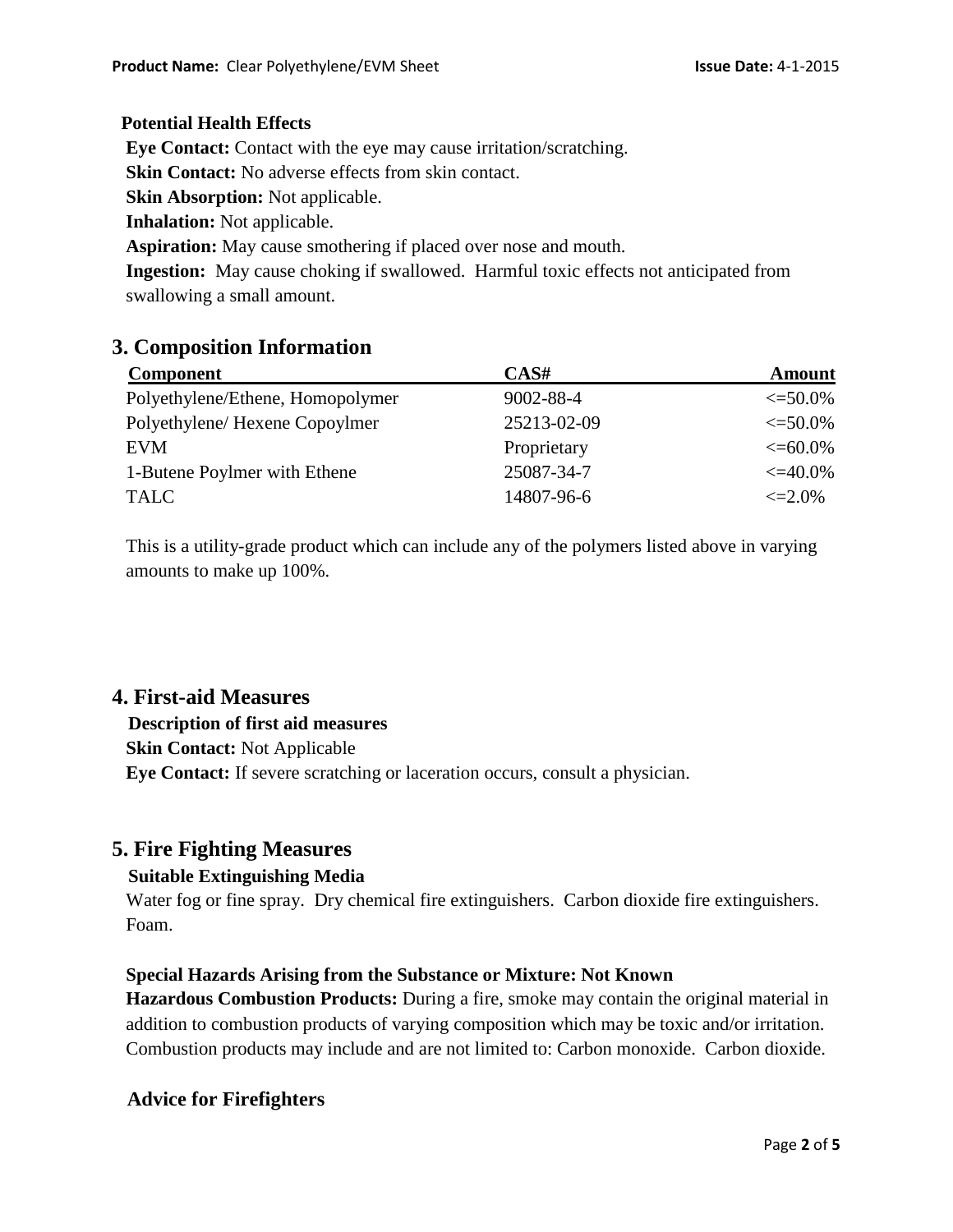**Potential Health Effects**

**Eye Contact:** Contact with the eye may cause irritation/scratching.

**Skin Contact:** No adverse effects from skin contact.

**Skin Absorption:** Not applicable.

**Inhalation:** Not applicable.

**Aspiration:** May cause smothering if placed over nose and mouth.

**Ingestion:** May cause choking if swallowed. Harmful toxic effects not anticipated from swallowing a small amount.

# 3. Composition Information

| Component | CAS# | Amount |
|---|---|---|
| Polyethylene/Ethene, Homopolymer | 9002-88-4 | <=50.0% |
| Polyethylene/ Hexene Copoylmer | 25213-02-09 | <=50.0% |
| EVM | Proprietary | <=60.0% |
| 1-Butene Poylmer with Ethene | 25087-34-7 | <=40.0% |
| TALC | 14807-96-6 | <=2.0% |

This is a utility-grade product which can include any of the polymers listed above in varying amounts to make up 100%.

# 4. First-aid Measures

**Description of first aid measures**

**Skin Contact:** Not Applicable

**Eye Contact:** If severe scratching or laceration occurs, consult a physician.

# 5. Fire Fighting Measures

**Suitable Extinguishing Media**

Water fog or fine spray. Dry chemical fire extinguishers. Carbon dioxide fire extinguishers. Foam.

**Special Hazards Arising from the Substance or Mixture: Not Known**

**Hazardous Combustion Products:** During a fire, smoke may contain the original material in addition to combustion products of varying composition which may be toxic and/or irritation. Combustion products may include and are not limited to: Carbon monoxide. Carbon dioxide.

## Advice for Firefighters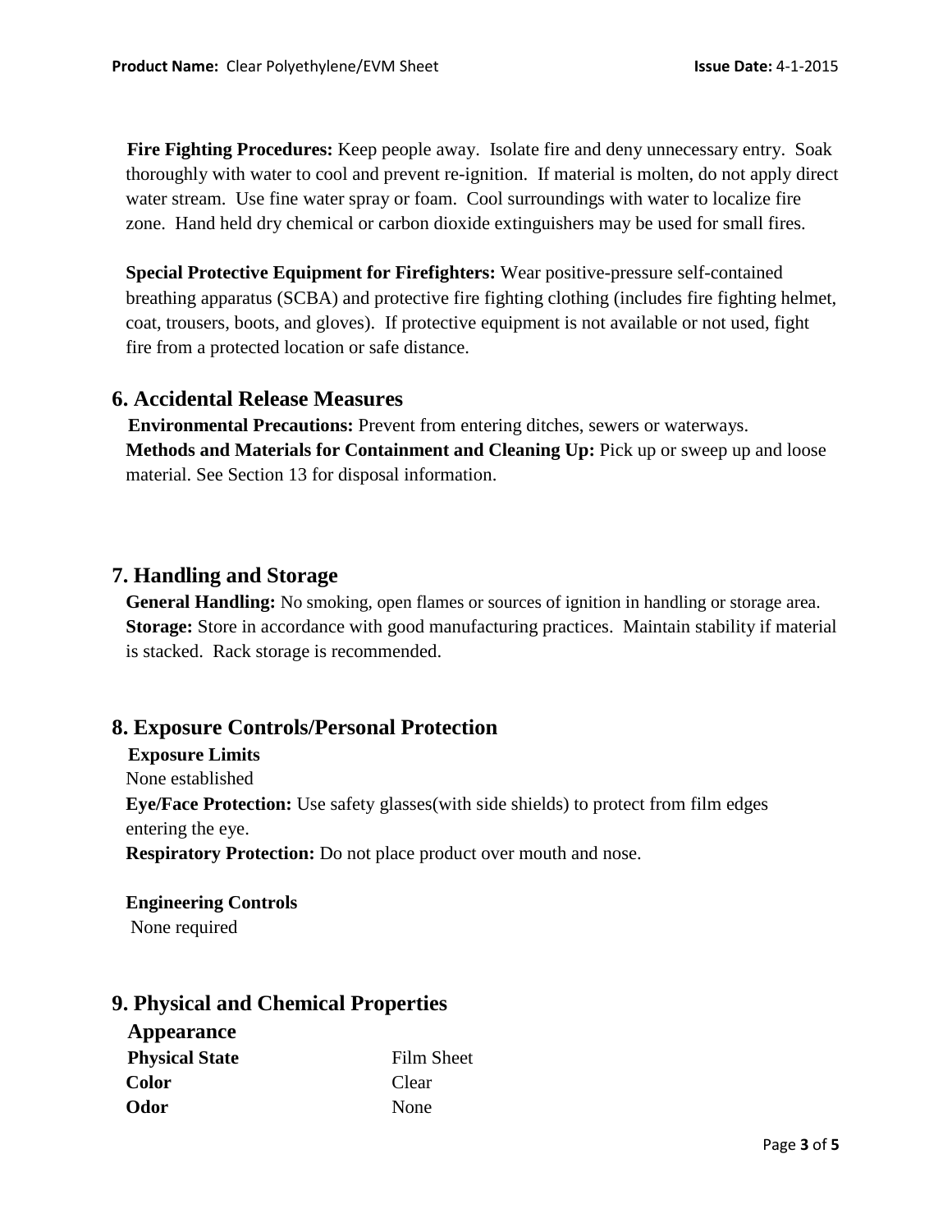**Fire Fighting Procedures:** Keep people away. Isolate fire and deny unnecessary entry. Soak thoroughly with water to cool and prevent re-ignition. If material is molten, do not apply direct water stream. Use fine water spray or foam. Cool surroundings with water to localize fire zone. Hand held dry chemical or carbon dioxide extinguishers may be used for small fires.

**Special Protective Equipment for Firefighters:** Wear positive-pressure self-contained breathing apparatus (SCBA) and protective fire fighting clothing (includes fire fighting helmet, coat, trousers, boots, and gloves). If protective equipment is not available or not used, fight fire from a protected location or safe distance.

## 6. Accidental Release Measures

**Environmental Precautions:** Prevent from entering ditches, sewers or waterways.
**Methods and Materials for Containment and Cleaning Up:** Pick up or sweep up and loose material. See Section 13 for disposal information.

## 7. Handling and Storage

**General Handling:** No smoking, open flames or sources of ignition in handling or storage area.
**Storage:** Store in accordance with good manufacturing practices. Maintain stability if material is stacked. Rack storage is recommended.

## 8. Exposure Controls/Personal Protection

**Exposure Limits**
None established
**Eye/Face Protection:** Use safety glasses(with side shields) to protect from film edges entering the eye.
**Respiratory Protection:** Do not place product over mouth and nose.

**Engineering Controls**
None required

## 9. Physical and Chemical Properties

### Appearance

| | |
|---|---|
| **Physical State** | Film Sheet |
| **Color** | Clear |
| **Odor** | None |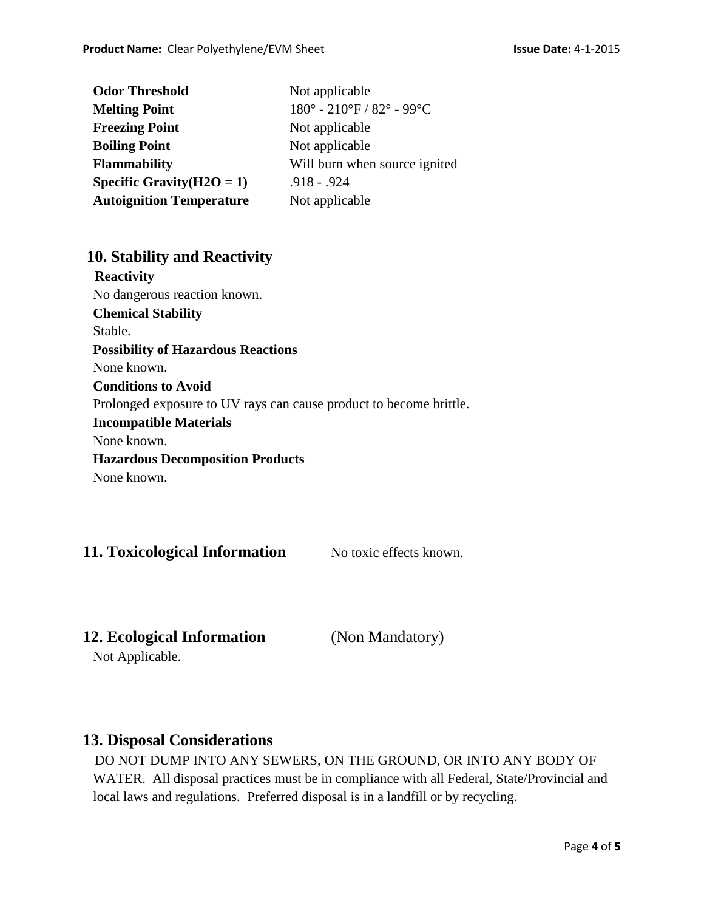| | |
|---|---|
| **Odor Threshold** | Not applicable |
| **Melting Point** | 180° - 210°F / 82° - 99°C |
| **Freezing Point** | Not applicable |
| **Boiling Point** | Not applicable |
| **Flammability** | Will burn when source ignited |
| **Specific Gravity($H_2O$ = 1)** | .918 - .924 |
| **Autoignition Temperature** | Not applicable |

## 10. Stability and Reactivity

**Reactivity**

No dangerous reaction known.

**Chemical Stability**

Stable.

**Possibility of Hazardous Reactions**

None known.

**Conditions to Avoid**

Prolonged exposure to UV rays can cause product to become brittle.

**Incompatible Materials**

None known.

**Hazardous Decomposition Products**

None known.

## 11. Toxicological Information

No toxic effects known.

## 12. Ecological Information (Non Mandatory)

Not Applicable.

## 13. Disposal Considerations

DO NOT DUMP INTO ANY SEWERS, ON THE GROUND, OR INTO ANY BODY OF WATER. All disposal practices must be in compliance with all Federal, State/Provincial and local laws and regulations. Preferred disposal is in a landfill or by recycling.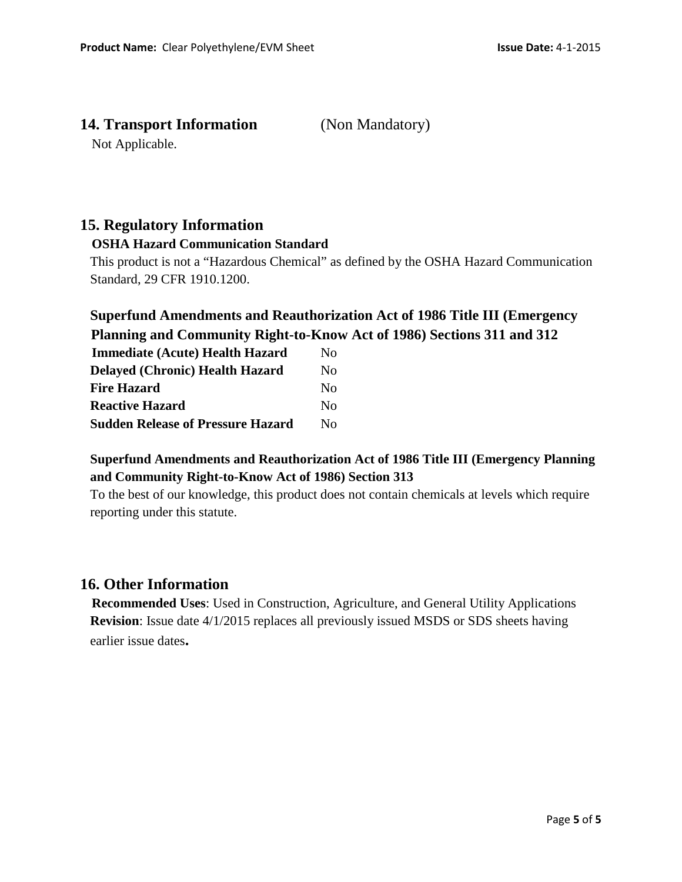## 14. Transport Information (Non Mandatory)

Not Applicable.

## 15. Regulatory Information

**OSHA Hazard Communication Standard**

This product is not a "Hazardous Chemical" as defined by the OSHA Hazard Communication Standard, 29 CFR 1910.1200.

### Superfund Amendments and Reauthorization Act of 1986 Title III (Emergency Planning and Community Right-to-Know Act of 1986) Sections 311 and 312

| | |
|---|---|
| **Immediate (Acute) Health Hazard** | No |
| **Delayed (Chronic) Health Hazard** | No |
| **Fire Hazard** | No |
| **Reactive Hazard** | No |
| **Sudden Release of Pressure Hazard** | No |

**Superfund Amendments and Reauthorization Act of 1986 Title III (Emergency Planning and Community Right-to-Know Act of 1986) Section 313**

To the best of our knowledge, this product does not contain chemicals at levels which require reporting under this statute.

## 16. Other Information

**Recommended Uses**: Used in Construction, Agriculture, and General Utility Applications

**Revision**: Issue date 4/1/2015 replaces all previously issued MSDS or SDS sheets having earlier issue dates**.**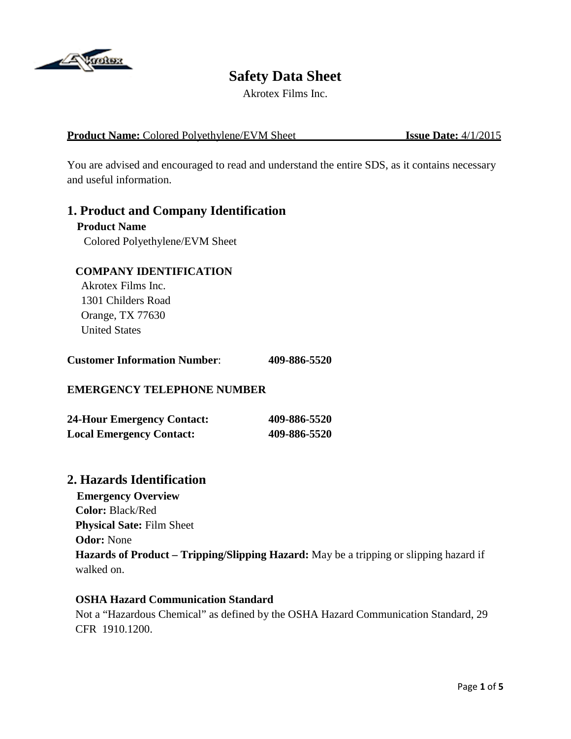# Safety Data Sheet

Akrotex Films Inc.

**Product Name:** Colored Polyethylene/EVM Sheet **Issue Date:** 4/1/2015

You are advised and encouraged to read and understand the entire SDS, as it contains necessary and useful information.

## 1. Product and Company Identification

**Product Name**

Colored Polyethylene/EVM Sheet

**COMPANY IDENTIFICATION**

Akrotex Films Inc.
1301 Childers Road
Orange, TX 77630
United States

**Customer Information Number**: **409-886-5520**

**EMERGENCY TELEPHONE NUMBER**

**24-Hour Emergency Contact:** **409-886-5520**
**Local Emergency Contact:** **409-886-5520**

## 2. Hazards Identification

**Emergency Overview**

**Color:** Black/Red
**Physical Sate:** Film Sheet
**Odor:** None
**Hazards of Product – Tripping/Slipping Hazard:** May be a tripping or slipping hazard if walked on.

**OSHA Hazard Communication Standard**

Not a "Hazardous Chemical" as defined by the OSHA Hazard Communication Standard, 29 CFR 1910.1200.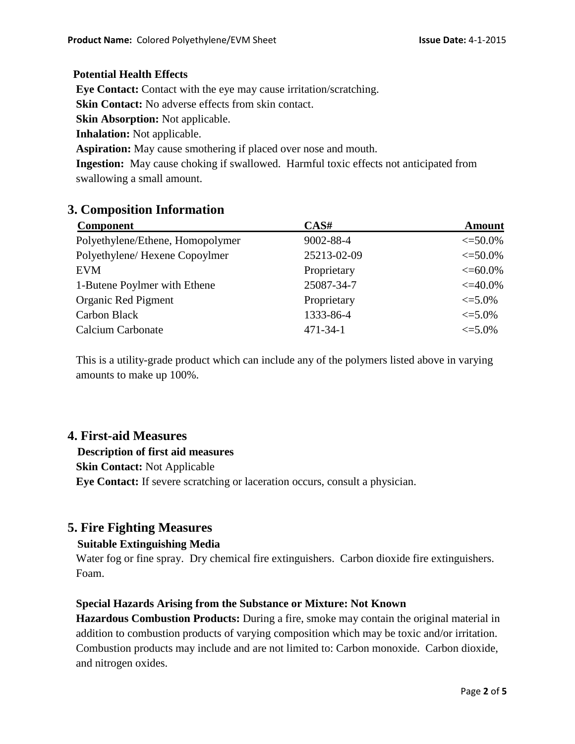**Potential Health Effects**

**Eye Contact:** Contact with the eye may cause irritation/scratching.

**Skin Contact:** No adverse effects from skin contact.

**Skin Absorption:** Not applicable.

**Inhalation:** Not applicable.

**Aspiration:** May cause smothering if placed over nose and mouth.

**Ingestion:** May cause choking if swallowed. Harmful toxic effects not anticipated from swallowing a small amount.

## 3. Composition Information

| Component | CAS# | Amount |
|---|---|---|
| Polyethylene/Ethene, Homopolymer | 9002-88-4 | <=50.0% |
| Polyethylene/ Hexene Copoylmer | 25213-02-09 | <=50.0% |
| EVM | Proprietary | <=60.0% |
| 1-Butene Poylmer with Ethene | 25087-34-7 | <=40.0% |
| Organic Red Pigment | Proprietary | <=5.0% |
| Carbon Black | 1333-86-4 | <=5.0% |
| Calcium Carbonate | 471-34-1 | <=5.0% |

This is a utility-grade product which can include any of the polymers listed above in varying amounts to make up 100%.

## 4. First-aid Measures

**Description of first aid measures**

**Skin Contact:** Not Applicable

**Eye Contact:** If severe scratching or laceration occurs, consult a physician.

## 5. Fire Fighting Measures

**Suitable Extinguishing Media**

Water fog or fine spray. Dry chemical fire extinguishers. Carbon dioxide fire extinguishers. Foam.

**Special Hazards Arising from the Substance or Mixture: Not Known**

**Hazardous Combustion Products:** During a fire, smoke may contain the original material in addition to combustion products of varying composition which may be toxic and/or irritation. Combustion products may include and are not limited to: Carbon monoxide. Carbon dioxide, and nitrogen oxides.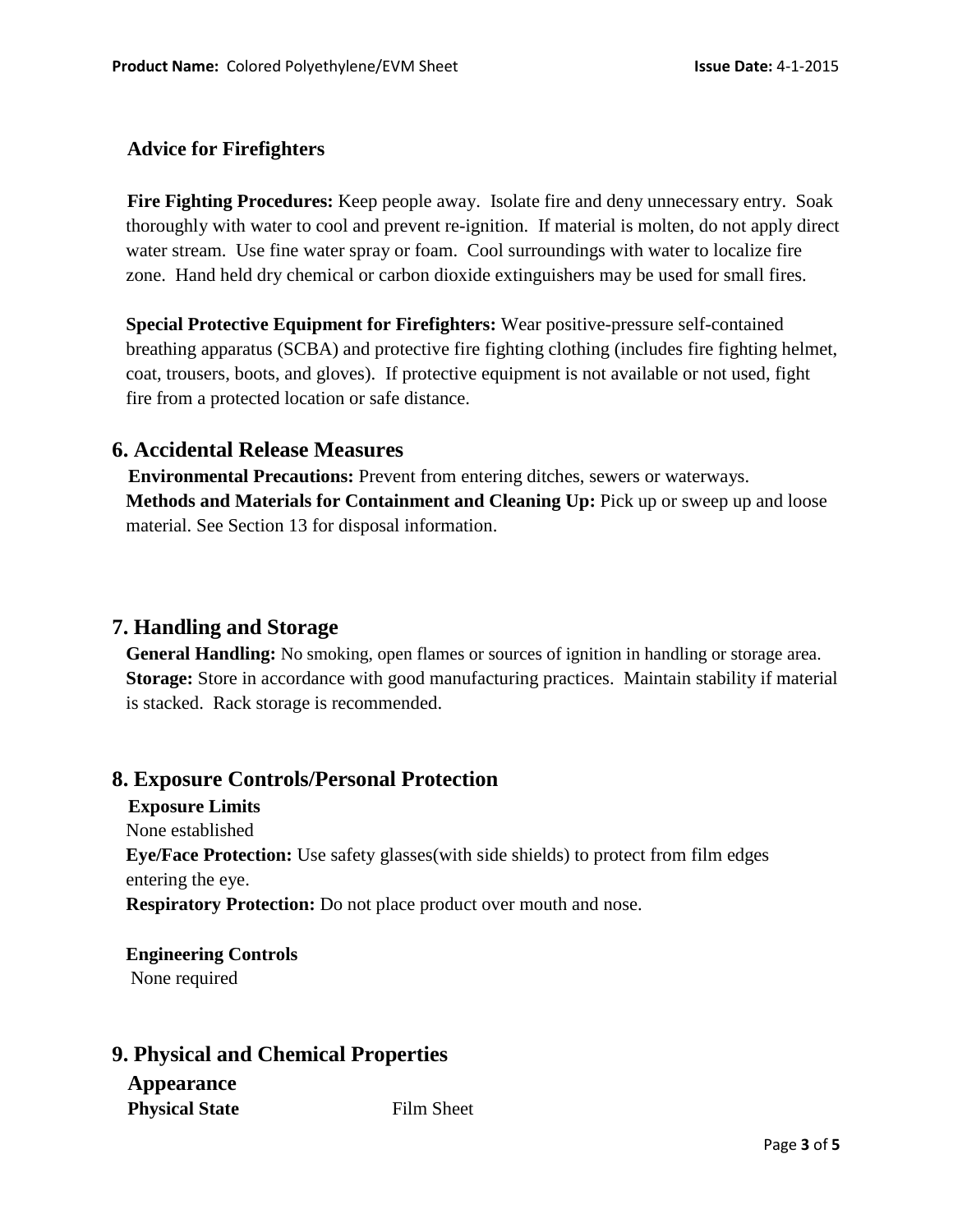### Advice for Firefighters

**Fire Fighting Procedures:** Keep people away. Isolate fire and deny unnecessary entry. Soak thoroughly with water to cool and prevent re-ignition. If material is molten, do not apply direct water stream. Use fine water spray or foam. Cool surroundings with water to localize fire zone. Hand held dry chemical or carbon dioxide extinguishers may be used for small fires.

**Special Protective Equipment for Firefighters:** Wear positive-pressure self-contained breathing apparatus (SCBA) and protective fire fighting clothing (includes fire fighting helmet, coat, trousers, boots, and gloves). If protective equipment is not available or not used, fight fire from a protected location or safe distance.

## 6. Accidental Release Measures

**Environmental Precautions:** Prevent from entering ditches, sewers or waterways.
**Methods and Materials for Containment and Cleaning Up:** Pick up or sweep up and loose material. See Section 13 for disposal information.

## 7. Handling and Storage

**General Handling:** No smoking, open flames or sources of ignition in handling or storage area.
**Storage:** Store in accordance with good manufacturing practices. Maintain stability if material is stacked. Rack storage is recommended.

## 8. Exposure Controls/Personal Protection

**Exposure Limits**
None established
**Eye/Face Protection:** Use safety glasses(with side shields) to protect from film edges entering the eye.
**Respiratory Protection:** Do not place product over mouth and nose.

**Engineering Controls**
None required

## 9. Physical and Chemical Properties

**Appearance**

| | |
|---|---|
| **Physical State** | Film Sheet |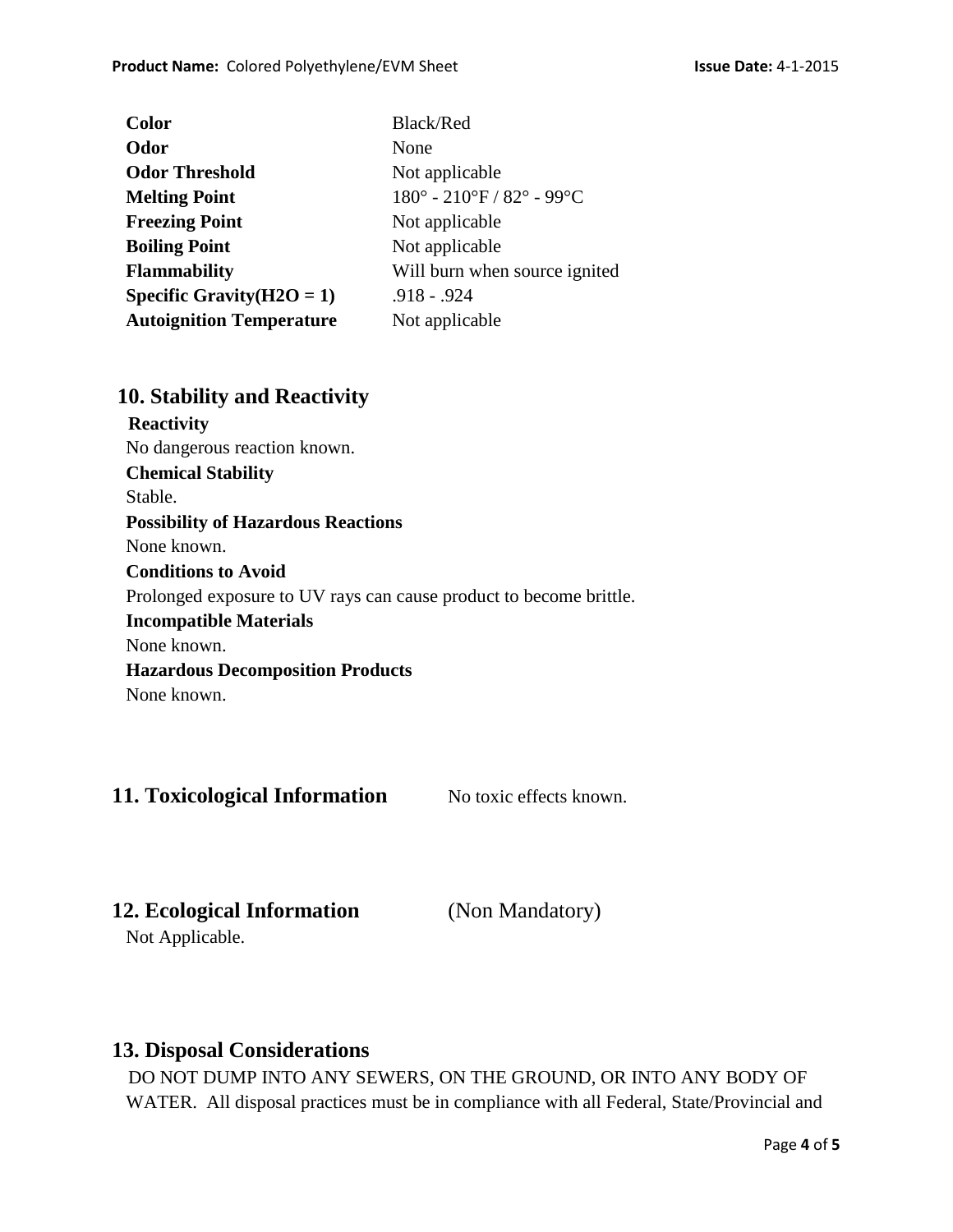| | |
|---|---|
| **Color** | Black/Red |
| **Odor** | None |
| **Odor Threshold** | Not applicable |
| **Melting Point** | 180° - 210°F / 82° - 99°C |
| **Freezing Point** | Not applicable |
| **Boiling Point** | Not applicable |
| **Flammability** | Will burn when source ignited |
| **Specific Gravity($H_2O$ = 1)** | .918 - .924 |
| **Autoignition Temperature** | Not applicable |

## 10. Stability and Reactivity

**Reactivity**

No dangerous reaction known.

**Chemical Stability**

Stable.

**Possibility of Hazardous Reactions**

None known.

**Conditions to Avoid**

Prolonged exposure to UV rays can cause product to become brittle.

**Incompatible Materials**

None known.

**Hazardous Decomposition Products**

None known.

## 11. Toxicological Information

No toxic effects known.

## 12. Ecological Information (Non Mandatory)

Not Applicable.

## 13. Disposal Considerations

DO NOT DUMP INTO ANY SEWERS, ON THE GROUND, OR INTO ANY BODY OF WATER. All disposal practices must be in compliance with all Federal, State/Provincial and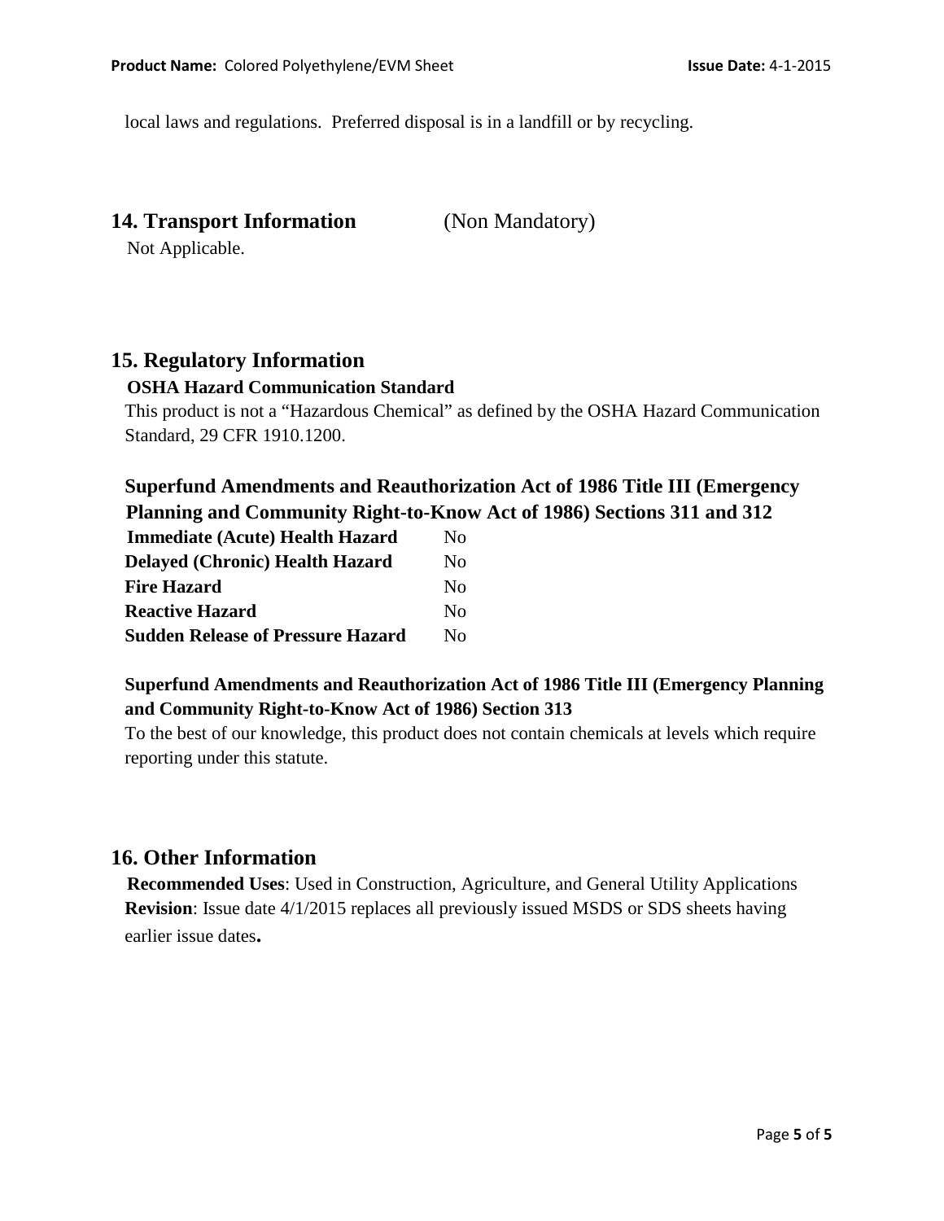local laws and regulations. Preferred disposal is in a landfill or by recycling.

## 14. Transport Information (Non Mandatory)

Not Applicable.

## 15. Regulatory Information

**OSHA Hazard Communication Standard**

This product is not a “Hazardous Chemical” as defined by the OSHA Hazard Communication Standard, 29 CFR 1910.1200.

**Superfund Amendments and Reauthorization Act of 1986 Title III (Emergency Planning and Community Right-to-Know Act of 1986) Sections 311 and 312**

| | |
|---|---|
| **Immediate (Acute) Health Hazard** | No |
| **Delayed (Chronic) Health Hazard** | No |
| **Fire Hazard** | No |
| **Reactive Hazard** | No |
| **Sudden Release of Pressure Hazard** | No |

**Superfund Amendments and Reauthorization Act of 1986 Title III (Emergency Planning and Community Right-to-Know Act of 1986) Section 313**

To the best of our knowledge, this product does not contain chemicals at levels which require reporting under this statute.

## 16. Other Information

**Recommended Uses**: Used in Construction, Agriculture, and General Utility Applications

**Revision**: Issue date 4/1/2015 replaces all previously issued MSDS or SDS sheets having earlier issue dates**.**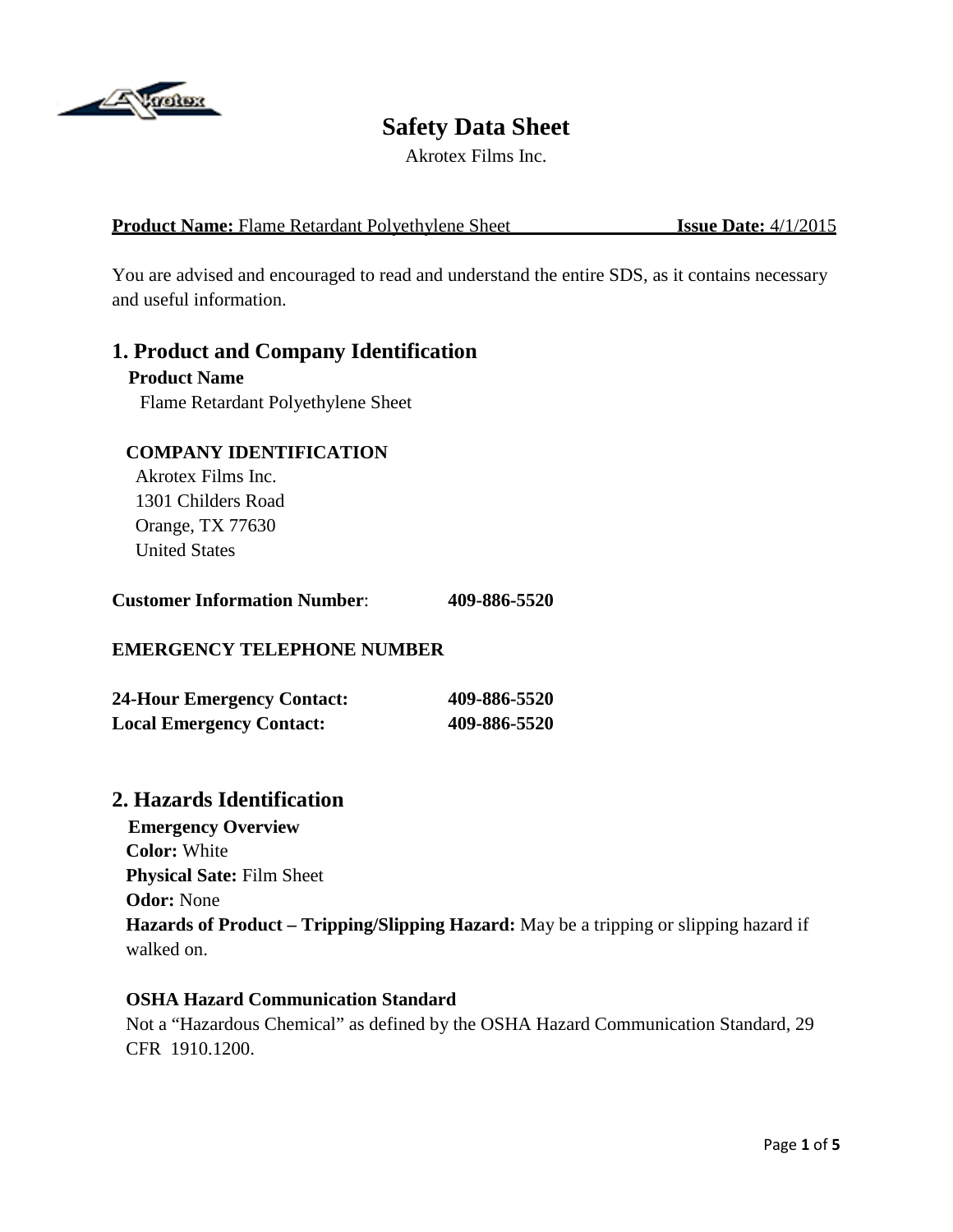# Safety Data Sheet

Akrotex Films Inc.

**Product Name:** Flame Retardant Polyethylene Sheet **Issue Date:** 4/1/2015

You are advised and encouraged to read and understand the entire SDS, as it contains necessary and useful information.

## 1. Product and Company Identification

**Product Name**

Flame Retardant Polyethylene Sheet

**COMPANY IDENTIFICATION**

Akrotex Films Inc.
1301 Childers Road
Orange, TX 77630
United States

**Customer Information Number**: **409-886-5520**

**EMERGENCY TELEPHONE NUMBER**

**24-Hour Emergency Contact:** **409-886-5520**
**Local Emergency Contact:** **409-886-5520**

## 2. Hazards Identification

**Emergency Overview**

**Color:** White
**Physical Sate:** Film Sheet
**Odor:** None
**Hazards of Product – Tripping/Slipping Hazard:** May be a tripping or slipping hazard if walked on.

**OSHA Hazard Communication Standard**

Not a "Hazardous Chemical" as defined by the OSHA Hazard Communication Standard, 29 CFR 1910.1200.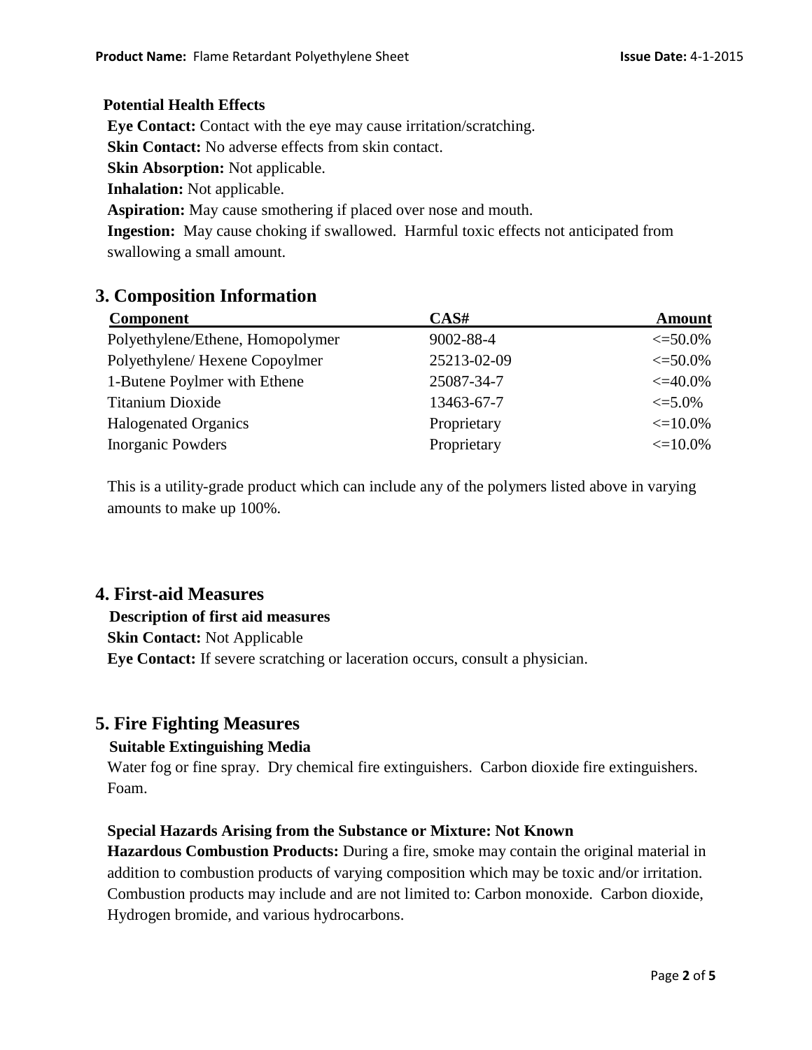**Potential Health Effects**

**Eye Contact:** Contact with the eye may cause irritation/scratching.

**Skin Contact:** No adverse effects from skin contact.

**Skin Absorption:** Not applicable.

**Inhalation:** Not applicable.

**Aspiration:** May cause smothering if placed over nose and mouth.

**Ingestion:** May cause choking if swallowed. Harmful toxic effects not anticipated from swallowing a small amount.

## 3. Composition Information

| Component | CAS# | Amount |
|---|---|---|
| Polyethylene/Ethene, Homopolymer | 9002-88-4 | <=50.0% |
| Polyethylene/ Hexene Copoylmer | 25213-02-09 | <=50.0% |
| 1-Butene Poylmer with Ethene | 25087-34-7 | <=40.0% |
| Titanium Dioxide | 13463-67-7 | <=5.0% |
| Halogenated Organics | Proprietary | <=10.0% |
| Inorganic Powders | Proprietary | <=10.0% |

This is a utility-grade product which can include any of the polymers listed above in varying amounts to make up 100%.

## 4. First-aid Measures

**Description of first aid measures**

**Skin Contact:** Not Applicable

**Eye Contact:** If severe scratching or laceration occurs, consult a physician.

## 5. Fire Fighting Measures

**Suitable Extinguishing Media**

Water fog or fine spray. Dry chemical fire extinguishers. Carbon dioxide fire extinguishers. Foam.

**Special Hazards Arising from the Substance or Mixture: Not Known**

**Hazardous Combustion Products:** During a fire, smoke may contain the original material in addition to combustion products of varying composition which may be toxic and/or irritation. Combustion products may include and are not limited to: Carbon monoxide. Carbon dioxide, Hydrogen bromide, and various hydrocarbons.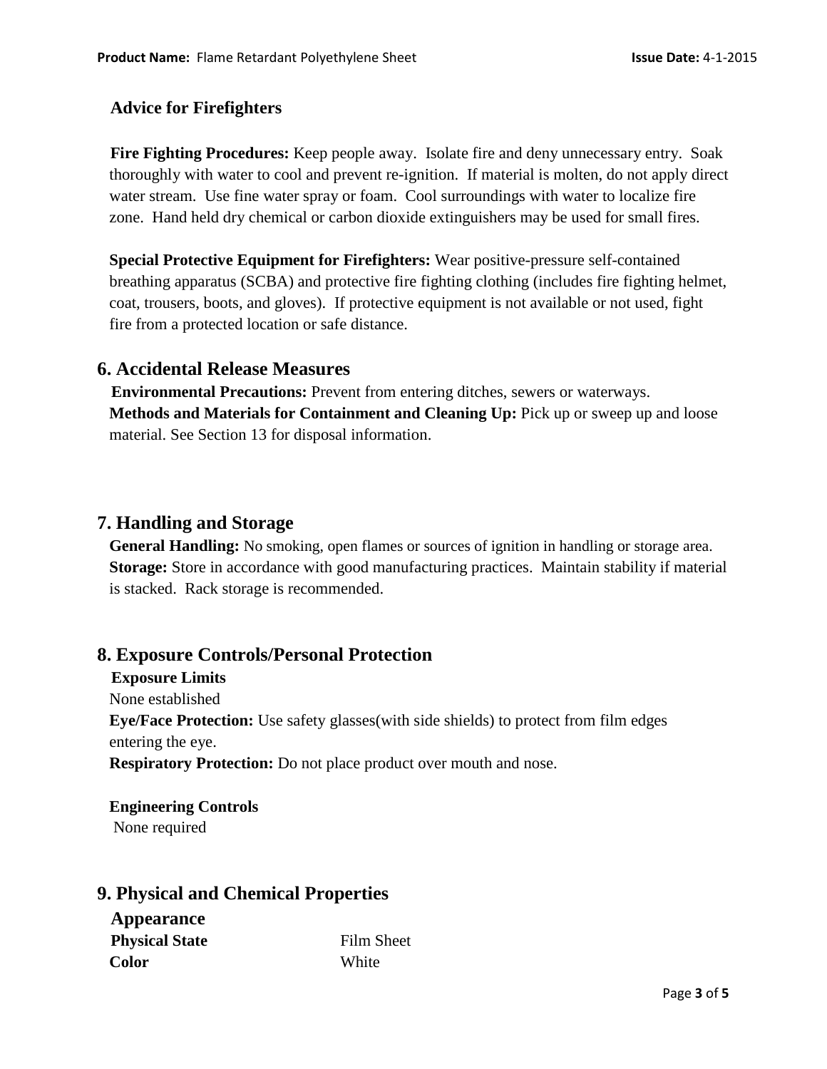### Advice for Firefighters

**Fire Fighting Procedures:** Keep people away. Isolate fire and deny unnecessary entry. Soak thoroughly with water to cool and prevent re-ignition. If material is molten, do not apply direct water stream. Use fine water spray or foam. Cool surroundings with water to localize fire zone. Hand held dry chemical or carbon dioxide extinguishers may be used for small fires.

**Special Protective Equipment for Firefighters:** Wear positive-pressure self-contained breathing apparatus (SCBA) and protective fire fighting clothing (includes fire fighting helmet, coat, trousers, boots, and gloves). If protective equipment is not available or not used, fight fire from a protected location or safe distance.

## 6. Accidental Release Measures

**Environmental Precautions:** Prevent from entering ditches, sewers or waterways.
**Methods and Materials for Containment and Cleaning Up:** Pick up or sweep up and loose material. See Section 13 for disposal information.

## 7. Handling and Storage

**General Handling:** No smoking, open flames or sources of ignition in handling or storage area.
**Storage:** Store in accordance with good manufacturing practices. Maintain stability if material is stacked. Rack storage is recommended.

## 8. Exposure Controls/Personal Protection

**Exposure Limits**
None established
**Eye/Face Protection:** Use safety glasses(with side shields) to protect from film edges entering the eye.
**Respiratory Protection:** Do not place product over mouth and nose.

**Engineering Controls**
None required

## 9. Physical and Chemical Properties

### Appearance

| | |
|---|---|
| **Physical State** | Film Sheet |
| **Color** | White |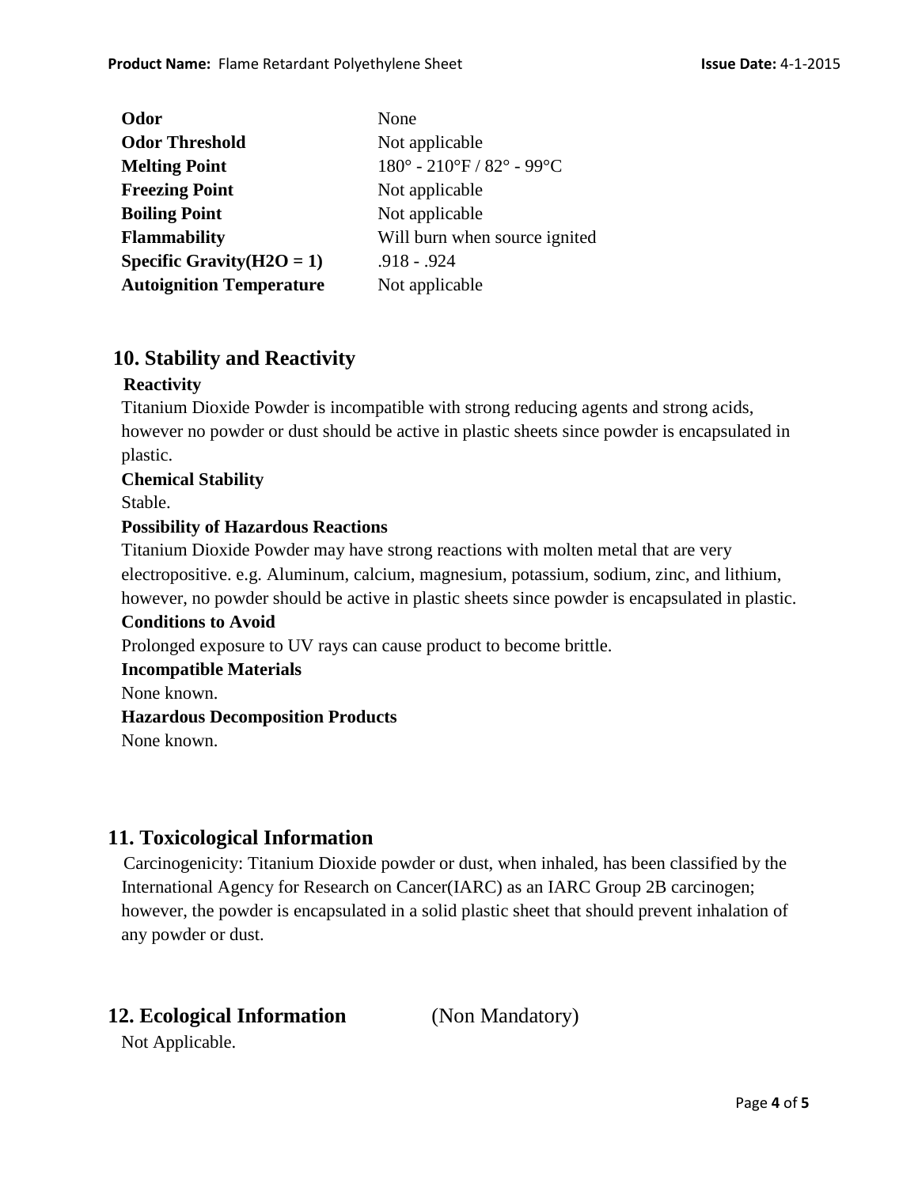| | |
|---|---|
| **Odor** | None |
| **Odor Threshold** | Not applicable |
| **Melting Point** | 180° - 210°F / 82° - 99°C |
| **Freezing Point** | Not applicable |
| **Boiling Point** | Not applicable |
| **Flammability** | Will burn when source ignited |
| **Specific Gravity($H_2O$ = 1)** | .918 - .924 |
| **Autoignition Temperature** | Not applicable |

## 10. Stability and Reactivity

**Reactivity**

Titanium Dioxide Powder is incompatible with strong reducing agents and strong acids, however no powder or dust should be active in plastic sheets since powder is encapsulated in plastic.

**Chemical Stability**

Stable.

**Possibility of Hazardous Reactions**

Titanium Dioxide Powder may have strong reactions with molten metal that are very electropositive. e.g. Aluminum, calcium, magnesium, potassium, sodium, zinc, and lithium, however, no powder should be active in plastic sheets since powder is encapsulated in plastic.

**Conditions to Avoid**

Prolonged exposure to UV rays can cause product to become brittle.

**Incompatible Materials**

None known.

**Hazardous Decomposition Products**

None known.

## 11. Toxicological Information

Carcinogenicity: Titanium Dioxide powder or dust, when inhaled, has been classified by the International Agency for Research on Cancer(IARC) as an IARC Group 2B carcinogen; however, the powder is encapsulated in a solid plastic sheet that should prevent inhalation of any powder or dust.

## 12. Ecological Information (Non Mandatory)

Not Applicable.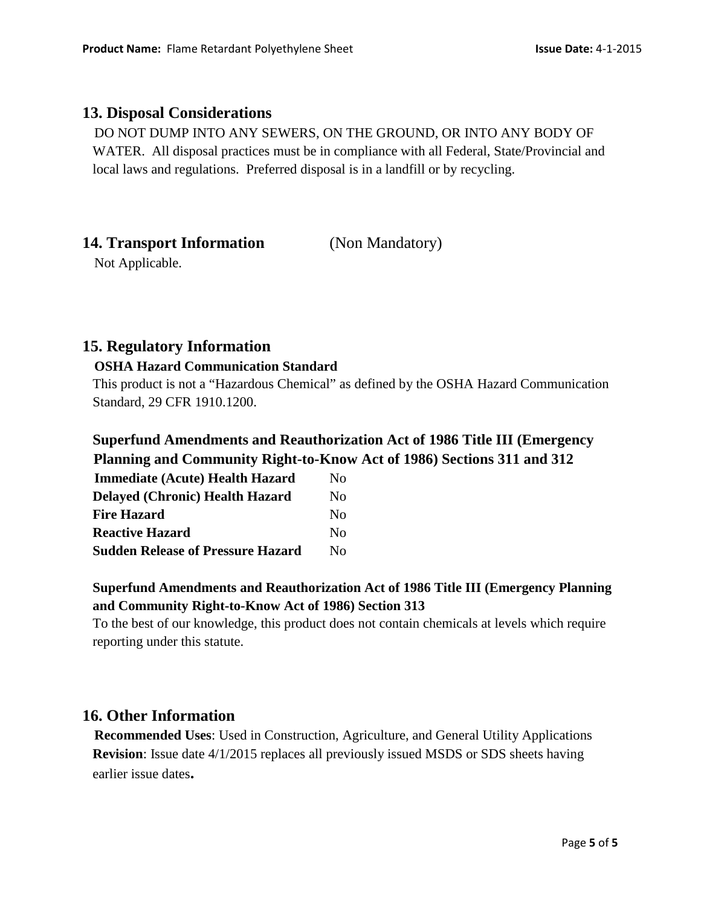## 13. Disposal Considerations

DO NOT DUMP INTO ANY SEWERS, ON THE GROUND, OR INTO ANY BODY OF WATER. All disposal practices must be in compliance with all Federal, State/Provincial and local laws and regulations. Preferred disposal is in a landfill or by recycling.

## 14. Transport Information (Non Mandatory)

Not Applicable.

## 15. Regulatory Information

**OSHA Hazard Communication Standard**

This product is not a "Hazardous Chemical" as defined by the OSHA Hazard Communication Standard, 29 CFR 1910.1200.

### Superfund Amendments and Reauthorization Act of 1986 Title III (Emergency Planning and Community Right-to-Know Act of 1986) Sections 311 and 312

| | |
|---|---|
| **Immediate (Acute) Health Hazard** | No |
| **Delayed (Chronic) Health Hazard** | No |
| **Fire Hazard** | No |
| **Reactive Hazard** | No |
| **Sudden Release of Pressure Hazard** | No |

**Superfund Amendments and Reauthorization Act of 1986 Title III (Emergency Planning and Community Right-to-Know Act of 1986) Section 313**

To the best of our knowledge, this product does not contain chemicals at levels which require reporting under this statute.

## 16. Other Information

**Recommended Uses**: Used in Construction, Agriculture, and General Utility Applications

**Revision**: Issue date 4/1/2015 replaces all previously issued MSDS or SDS sheets having earlier issue dates.